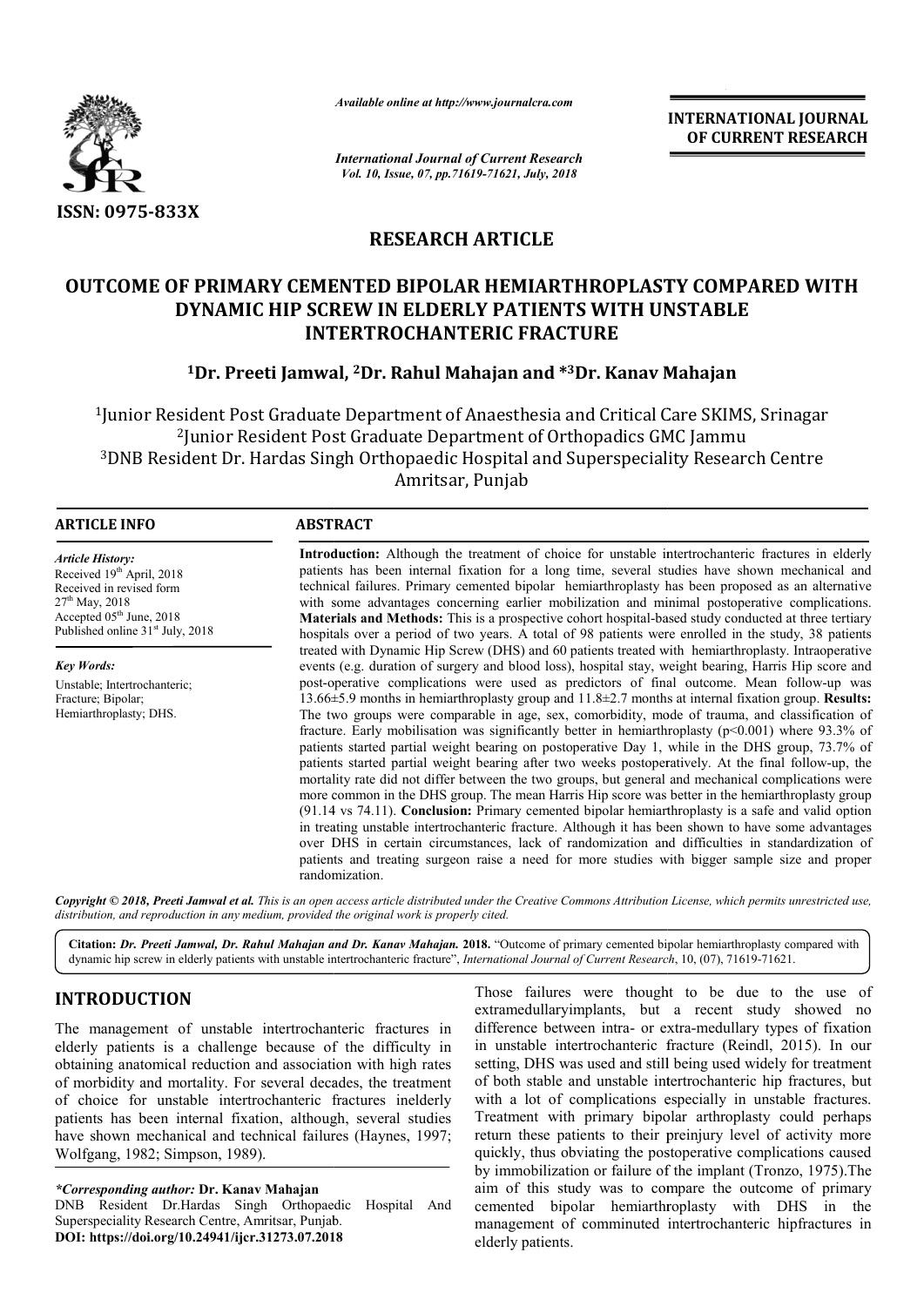ISSN: 0975-833X

*Available online at http://www.journalcra.com*

*International Journal of Current Research*
*Vol. 10, Issue, 07, pp.71619-71621, July, 2018*

**INTERNATIONAL JOURNAL OF CURRENT RESEARCH**

## RESEARCH ARTICLE

# OUTCOME OF PRIMARY CEMENTED BIPOLAR HEMIARTHROPLASTY COMPARED WITH DYNAMIC HIP SCREW IN ELDERLY PATIENTS WITH UNSTABLE INTERTROCHANTERIC FRACTURE

**[1]Dr. Preeti Jamwal, [2]Dr. Rahul Mahajan and *[3]Dr. Kanav Mahajan**

[1]Junior Resident Post Graduate Department of Anaesthesia and Critical Care SKIMS, Srinagar
[2]Junior Resident Post Graduate Department of Orthopadics GMC Jammu
[3]DNB Resident Dr. Hardas Singh Orthopaedic Hospital and Superspeciality Research Centre Amritsar, Punjab

### ARTICLE INFO

*Article History:*
Received 19th April, 2018
Received in revised form 27th May, 2018
Accepted 05th June, 2018
Published online 31st July, 2018

*Key Words:*
Unstable; Intertrochanteric; Fracture; Bipolar; Hemiarthroplasty; DHS.

### ABSTRACT

**Introduction:** Although the treatment of choice for unstable intertrochanteric fractures in elderly patients has been internal fixation for a long time, several studies have shown mechanical and technical failures. Primary cemented bipolar hemiarthroplasty has been proposed as an alternative with some advantages concerning earlier mobilization and minimal postoperative complications. **Materials and Methods:** This is a prospective cohort hospital-based study conducted at three tertiary hospitals over a period of two years. A total of 98 patients were enrolled in the study, 38 patients treated with Dynamic Hip Screw (DHS) and 60 patients treated with hemiarthroplasty. Intraoperative events (e.g. duration of surgery and blood loss), hospital stay, weight bearing, Harris Hip score and post-operative complications were used as predictors of final outcome. Mean follow-up was 13.66±5.9 months in hemiarthroplasty group and 11.8±2.7 months at internal fixation group. **Results:** The two groups were comparable in age, sex, comorbidity, mode of trauma, and classification of fracture. Early mobilisation was significantly better in hemiarthroplasty ($p<0.001$) where 93.3% of patients started partial weight bearing on postoperative Day 1, while in the DHS group, 73.7% of patients started partial weight bearing after two weeks postoperatively. At the final follow-up, the mortality rate did not differ between the two groups, but general and mechanical complications were more common in the DHS group. The mean Harris Hip score was better in the hemiarthroplasty group (91.14 vs 74.11). **Conclusion:** Primary cemented bipolar hemiarthroplasty is a safe and valid option in treating unstable intertrochanteric fracture. Although it has been shown to have some advantages over DHS in certain circumstances, lack of randomization and difficulties in standardization of patients and treating surgeon raise a need for more studies with bigger sample size and proper randomization.

*Copyright © 2018, Preeti Jamwal et al. This is an open access article distributed under the Creative Commons Attribution License, which permits unrestricted use, distribution, and reproduction in any medium, provided the original work is properly cited.*

**Citation:** *Dr. Preeti Jamwal, Dr. Rahul Mahajan and Dr. Kanav Mahajan.* **2018.** "Outcome of primary cemented bipolar hemiarthroplasty compared with dynamic hip screw in elderly patients with unstable intertrochanteric fracture", *International Journal of Current Research*, 10, (07), 71619-71621.

## INTRODUCTION

The management of unstable intertrochanteric fractures in elderly patients is a challenge because of the difficulty in obtaining anatomical reduction and association with high rates of morbidity and mortality. For several decades, the treatment of choice for unstable intertrochanteric fractures inelderly patients has been internal fixation, although, several studies have shown mechanical and technical failures (Haynes, 1997; Wolfgang, 1982; Simpson, 1989).

Those failures were thought to be due to the use of extramedullaryimplants, but a recent study showed no difference between intra- or extra-medullary types of fixation in unstable intertrochanteric fracture (Reindl, 2015). In our setting, DHS was used and still being used widely for treatment of both stable and unstable intertrochanteric hip fractures, but with a lot of complications especially in unstable fractures. Treatment with primary bipolar arthroplasty could perhaps return these patients to their preinjury level of activity more quickly, thus obviating the postoperative complications caused by immobilization or failure of the implant (Tronzo, 1975).The aim of this study was to compare the outcome of primary cemented bipolar hemiarthroplasty with DHS in the management of comminuted intertrochanteric hipfractures in elderly patients.

**\*Corresponding author: Dr. Kanav Mahajan**
DNB Resident Dr.Hardas Singh Orthopaedic Hospital And Superspeciality Research Centre, Amritsar, Punjab.
**DOI: https://doi.org/10.24941/ijcr.31273.07.2018**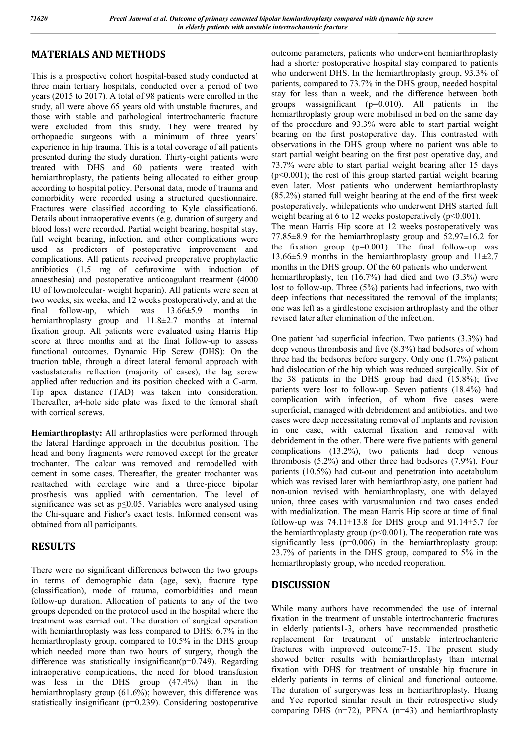## MATERIALS AND METHODS

This is a prospective cohort hospital-based study conducted at three main tertiary hospitals, conducted over a period of two years (2015 to 2017). A total of 98 patients were enrolled in the study, all were above 65 years old with unstable fractures, and those with stable and pathological intertrochanteric fracture were excluded from this study. They were treated by orthopaedic surgeons with a minimum of three years' experience in hip trauma. This is a total coverage of all patients presented during the study duration. Thirty-eight patients were treated with DHS and 60 patients were treated with hemiarthroplasty, the patients being allocated to either group according to hospital policy. Personal data, mode of trauma and comorbidity were recorded using a structured questionnaire. Fractures were classified according to Kyle classification6. Details about intraoperative events (e.g. duration of surgery and blood loss) were recorded. Partial weight bearing, hospital stay, full weight bearing, infection, and other complications were used as predictors of postoperative improvement and complications. All patients received preoperative prophylactic antibiotics (1.5 mg of cefuroxime with induction of anaesthesia) and postoperative anticoagulant treatment (4000 IU of lowmolecular- weight heparin). All patients were seen at two weeks, six weeks, and 12 weeks postoperatively, and at the final follow-up, which was 13.66±5.9 months in hemiarthroplasty group and 11.8±2.7 months at internal fixation group. All patients were evaluated using Harris Hip score at three months and at the final follow-up to assess functional outcomes. Dynamic Hip Screw (DHS): On the traction table, through a direct lateral femoral approach with vastuslateralis reflection (majority of cases), the lag screw applied after reduction and its position checked with a C-arm. Tip apex distance (TAD) was taken into consideration. Thereafter, a4-hole side plate was fixed to the femoral shaft with cortical screws.

**Hemiarthroplasty:** All arthroplasties were performed through the lateral Hardinge approach in the decubitus position. The head and bony fragments were removed except for the greater trochanter. The calcar was removed and remodelled with cement in some cases. Thereafter, the greater trochanter was reattached with cerclage wire and a three-piece bipolar prosthesis was applied with cementation. The level of significance was set as $p \leq 0.05$. Variables were analysed using the Chi-square and Fisher's exact tests. Informed consent was obtained from all participants.

## RESULTS

There were no significant differences between the two groups in terms of demographic data (age, sex), fracture type (classification), mode of trauma, comorbidities and mean follow-up duration. Allocation of patients to any of the two groups depended on the protocol used in the hospital where the treatment was carried out. The duration of surgical operation with hemiarthroplasty was less compared to DHS: 6.7% in the hemiarthroplasty group, compared to 10.5% in the DHS group which needed more than two hours of surgery, though the difference was statistically insignificant($p=0.749$). Regarding intraoperative complications, the need for blood transfusion was less in the DHS group (47.4%) than in the hemiarthroplasty group (61.6%); however, this difference was statistically insignificant ($p=0.239$). Considering postoperative outcome parameters, patients who underwent hemiarthroplasty had a shorter postoperative hospital stay compared to patients who underwent DHS. In the hemiarthroplasty group, 93.3% of patients, compared to 73.7% in the DHS group, needed hospital stay for less than a week, and the difference between both groups wassignificant ($p=0.010$). All patients in the hemiarthroplasty group were mobilised in bed on the same day of the procedure and 93.3% were able to start partial weight bearing on the first postoperative day. This contrasted with observations in the DHS group where no patient was able to start partial weight bearing on the first post operative day, and 73.7% were able to start partial weight bearing after 15 days ($p<0.001$); the rest of this group started partial weight bearing even later. Most patients who underwent hemiarthroplasty (85.2%) started full weight bearing at the end of the first week postoperatively, whilepatients who underwent DHS started full weight bearing at 6 to 12 weeks postoperatively ($p<0.001$).

The mean Harris Hip score at 12 weeks postoperatively was 77.85±8.9 for the hemiarthroplasty group and 52.97±16.2 for the fixation group ($p=0.001$). The final follow-up was 13.66±5.9 months in the hemiarthroplasty group and 11±2.7 months in the DHS group. Of the 60 patients who underwent hemiarthroplasty, ten (16.7%) had died and two (3.3%) were lost to follow-up. Three (5%) patients had infections, two with deep infections that necessitated the removal of the implants; one was left as a girdlestone excision arthroplasty and the other revised later after elimination of the infection.

One patient had superficial infection. Two patients (3.3%) had deep venous thrombosis and five (8.3%) had bedsores of whom three had the bedsores before surgery. Only one (1.7%) patient had dislocation of the hip which was reduced surgically. Six of the 38 patients in the DHS group had died (15.8%); five patients were lost to follow-up. Seven patients (18.4%) had complication with infection, of whom five cases were superficial, managed with debridement and antibiotics, and two cases were deep necessitating removal of implants and revision in one case, with external fixation and removal with debridement in the other. There were five patients with general complications (13.2%), two patients had deep venous thrombosis (5.2%) and other three had bedsores (7.9%). Four patients (10.5%) had cut-out and penetration into acetabulum which was revised later with hemiarthroplasty, one patient had non-union revised with hemiarthroplasty, one with delayed union, three cases with varusmalunion and two cases ended with medialization. The mean Harris Hip score at time of final follow-up was 74.11±13.8 for DHS group and 91.14±5.7 for the hemiarthroplasty group ($p<0.001$). The reoperation rate was significantly less ($p=0.006$) in the hemiarthroplasty group: 23.7% of patients in the DHS group, compared to 5% in the hemiarthroplasty group, who needed reoperation.

## DISCUSSION

While many authors have recommended the use of internal fixation in the treatment of unstable intertrochanteric fractures in elderly patients1-3, others have recommended prosthetic replacement for treatment of unstable intertrochanteric fractures with improved outcome7-15. The present study showed better results with hemiarthroplasty than internal fixation with DHS for treatment of unstable hip fracture in elderly patients in terms of clinical and functional outcome. The duration of surgerywas less in hemiarthroplasty. Huang and Yee reported similar result in their retrospective study comparing DHS (n=72), PFNA (n=43) and hemiarthroplasty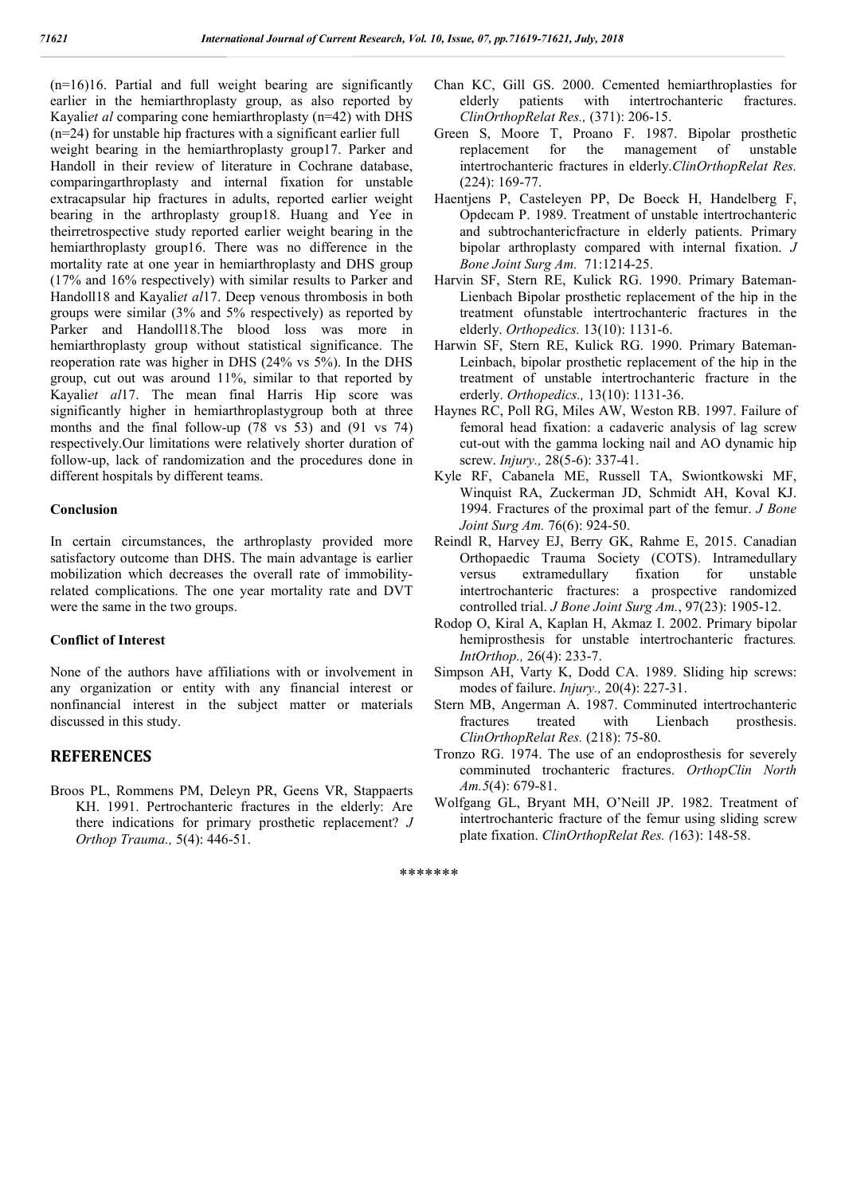(n=16)16. Partial and full weight bearing are significantly earlier in the hemiarthroplasty group, as also reported by Kayali*et al* comparing cone hemiarthroplasty (n=42) with DHS (n=24) for unstable hip fractures with a significant earlier full weight bearing in the hemiarthroplasty group17. Parker and Handoll in their review of literature in Cochrane database, comparingarthroplasty and internal fixation for unstable extracapsular hip fractures in adults, reported earlier weight bearing in the arthroplasty group18. Huang and Yee in theirretrospective study reported earlier weight bearing in the hemiarthroplasty group16. There was no difference in the mortality rate at one year in hemiarthroplasty and DHS group (17% and 16% respectively) with similar results to Parker and Handoll18 and Kayali*et al*17. Deep venous thrombosis in both groups were similar (3% and 5% respectively) as reported by Parker and Handoll18.The blood loss was more in hemiarthroplasty group without statistical significance. The reoperation rate was higher in DHS (24% vs 5%). In the DHS group, cut out was around 11%, similar to that reported by Kayali*et al*17. The mean final Harris Hip score was significantly higher in hemiarthroplastygroup both at three months and the final follow-up (78 vs 53) and (91 vs 74) respectively.Our limitations were relatively shorter duration of follow-up, lack of randomization and the procedures done in different hospitals by different teams.

### Conclusion

In certain circumstances, the arthroplasty provided more satisfactory outcome than DHS. The main advantage is earlier mobilization which decreases the overall rate of immobility-related complications. The one year mortality rate and DVT were the same in the two groups.

### Conflict of Interest

None of the authors have affiliations with or involvement in any organization or entity with any financial interest or nonfinancial interest in the subject matter or materials discussed in this study.

## REFERENCES

Broos PL, Rommens PM, Deleyn PR, Geens VR, Stappaerts KH. 1991. Pertrochanteric fractures in the elderly: Are there indications for primary prosthetic replacement? *J Orthop Trauma.,* 5(4): 446-51.

Chan KC, Gill GS. 2000. Cemented hemiarthroplasties for elderly patients with intertrochanteric fractures. *ClinOrthopRelat Res.,* (371): 206-15.

Green S, Moore T, Proano F. 1987. Bipolar prosthetic replacement for the management of unstable intertrochanteric fractures in elderly.*ClinOrthopRelat Res.* (224): 169-77.

Haentjens P, Casteleyen PP, De Boeck H, Handelberg F, Opdecam P. 1989. Treatment of unstable intertrochanteric and subtrochantericfracture in elderly patients. Primary bipolar arthroplasty compared with internal fixation. *J Bone Joint Surg Am.* 71:1214-25.

Harvin SF, Stern RE, Kulick RG. 1990. Primary Bateman-Lienbach Bipolar prosthetic replacement of the hip in the treatment ofunstable intertrochanteric fractures in the elderly. *Orthopedics.* 13(10): 1131-6.

Harwin SF, Stern RE, Kulick RG. 1990. Primary Bateman-Leinbach, bipolar prosthetic replacement of the hip in the treatment of unstable intertrochanteric fracture in the erderly. *Orthopedics.,* 13(10): 1131-36.

Haynes RC, Poll RG, Miles AW, Weston RB. 1997. Failure of femoral head fixation: a cadaveric analysis of lag screw cut-out with the gamma locking nail and AO dynamic hip screw. *Injury.,* 28(5-6): 337-41.

Kyle RF, Cabanela ME, Russell TA, Swiontkowski MF, Winquist RA, Zuckerman JD, Schmidt AH, Koval KJ. 1994. Fractures of the proximal part of the femur. *J Bone Joint Surg Am.* 76(6): 924-50.

Reindl R, Harvey EJ, Berry GK, Rahme E, 2015. Canadian Orthopaedic Trauma Society (COTS). Intramedullary versus extramedullary fixation for unstable intertrochanteric fractures: a prospective randomized controlled trial. *J Bone Joint Surg Am.*, 97(23): 1905-12.

Rodop O, Kiral A, Kaplan H, Akmaz I. 2002. Primary bipolar hemiprosthesis for unstable intertrochanteric fractures*. IntOrthop.,* 26(4): 233-7.

Simpson AH, Varty K, Dodd CA. 1989. Sliding hip screws: modes of failure. *Injury.,* 20(4): 227-31.

Stern MB, Angerman A. 1987. Comminuted intertrochanteric fractures treated with Lienbach prosthesis. *ClinOrthopRelat Res.* (218): 75-80.

Tronzo RG. 1974. The use of an endoprosthesis for severely comminuted trochanteric fractures. *OrthopClin North Am.5*(4): 679-81.

Wolfgang GL, Bryant MH, O'Neill JP. 1982. Treatment of intertrochanteric fracture of the femur using sliding screw plate fixation. *ClinOrthopRelat Res. (*163): 148-58.

*******